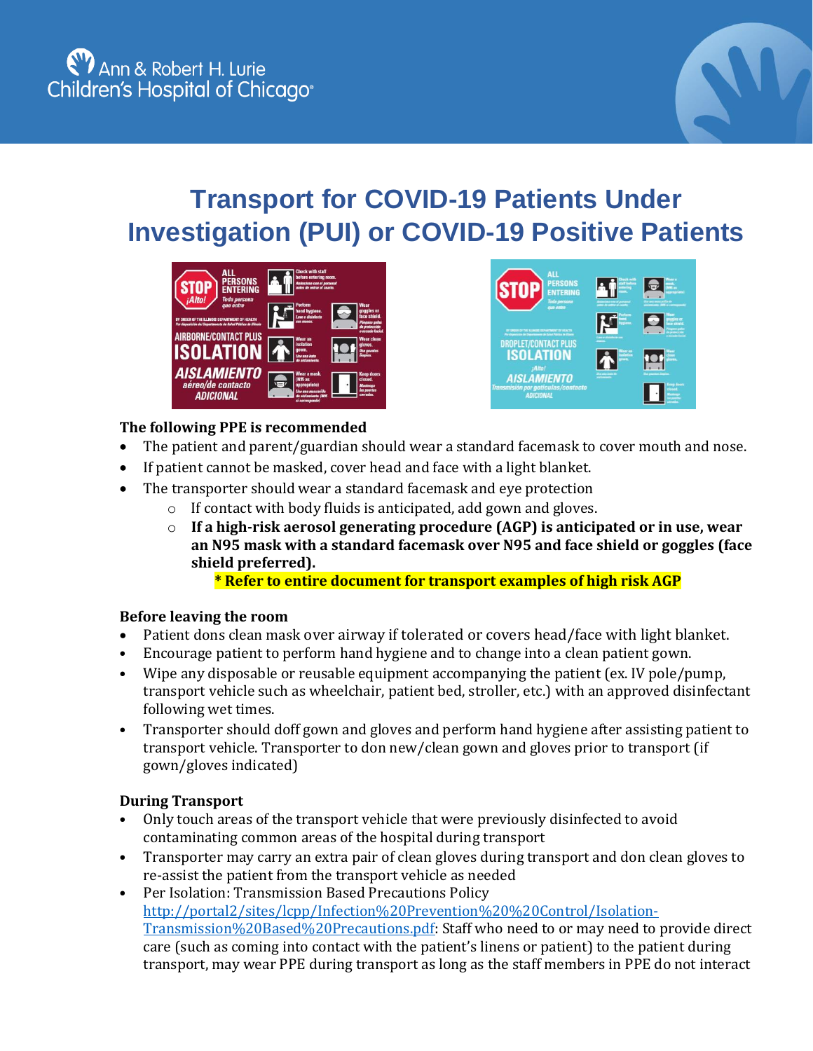# Transport for COVID-19 Patients Under Investigation (PUI) or COVID-19 Positive Patients

**The following PPE is recommended**

- The patient and parent/guardian should wear a standard facemask to cover mouth and nose.
- If patient cannot be masked, cover head and face with a light blanket.
- The transporter should wear a standard facemask and eye protection
  - If contact with body fluids is anticipated, add gown and gloves.
  - **If a high-risk aerosol generating procedure (AGP) is anticipated or in use, wear an N95 mask with a standard facemask over N95 and face shield or goggles (face shield preferred).**

    **\* Refer to entire document for transport examples of high risk AGP**

**Before leaving the room**

- Patient dons clean mask over airway if tolerated or covers head/face with light blanket.
- Encourage patient to perform hand hygiene and to change into a clean patient gown.
- Wipe any disposable or reusable equipment accompanying the patient (ex. IV pole/pump, transport vehicle such as wheelchair, patient bed, stroller, etc.) with an approved disinfectant following wet times.
- Transporter should doff gown and gloves and perform hand hygiene after assisting patient to transport vehicle. Transporter to don new/clean gown and gloves prior to transport (if gown/gloves indicated)

**During Transport**

- Only touch areas of the transport vehicle that were previously disinfected to avoid contaminating common areas of the hospital during transport
- Transporter may carry an extra pair of clean gloves during transport and don clean gloves to re-assist the patient from the transport vehicle as needed
- Per Isolation: Transmission Based Precautions Policy [http://portal2/sites/lcpp/Infection%20Prevention%20%20Control/Isolation-Transmission%20Based%20Precautions.pdf](http://portal2/sites/lcpp/Infection%20Prevention%20%20Control/Isolation-Transmission%20Based%20Precautions.pdf): Staff who need to or may need to provide direct care (such as coming into contact with the patient's linens or patient) to the patient during transport, may wear PPE during transport as long as the staff members in PPE do not interact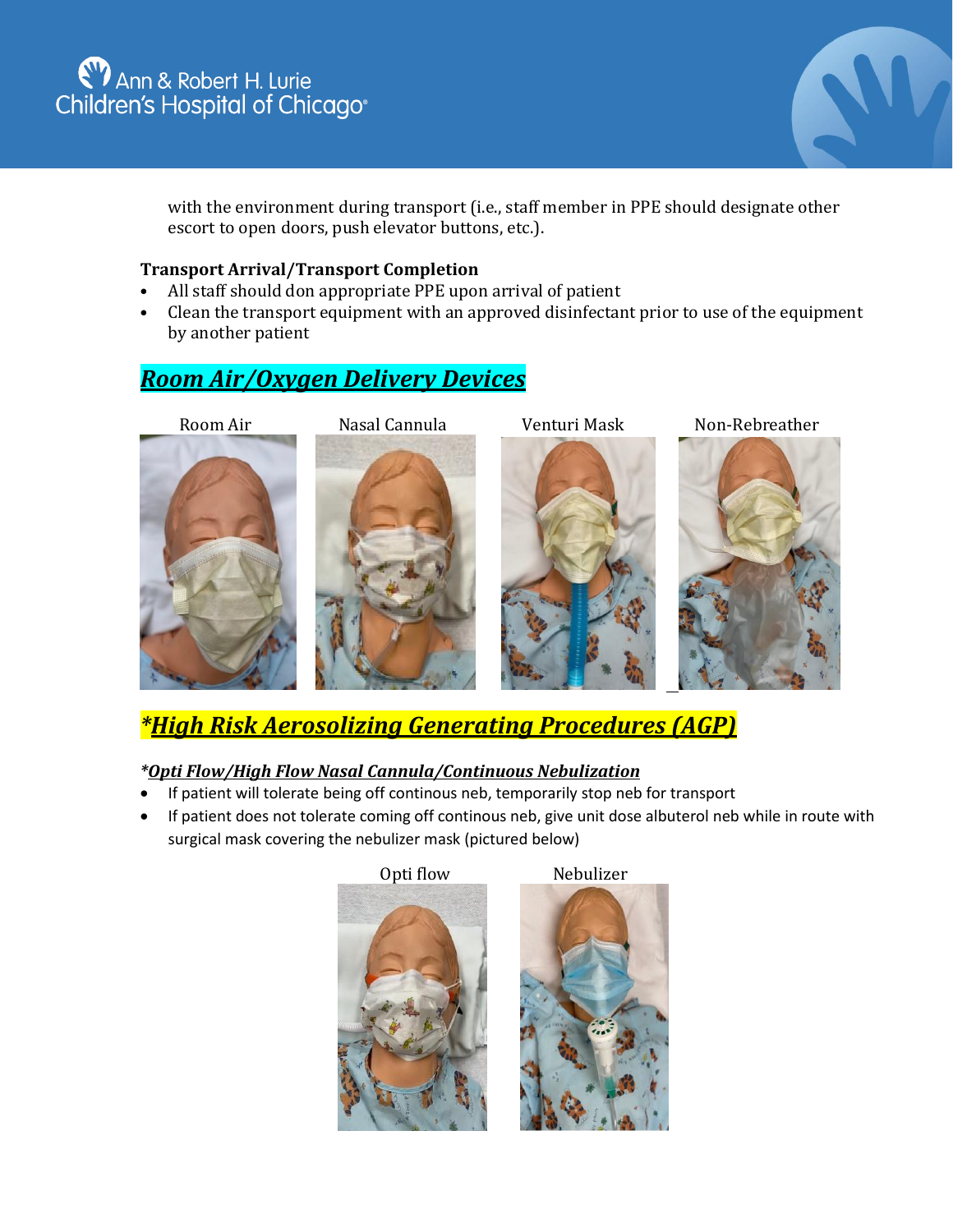with the environment during transport (i.e., staff member in PPE should designate other escort to open doors, push elevator buttons, etc.).

**Transport Arrival/Transport Completion**

- All staff should don appropriate PPE upon arrival of patient
- Clean the transport equipment with an approved disinfectant prior to use of the equipment by another patient

## ***Room Air/Oxygen Delivery Devices***

Room Air

Nasal Cannula

Venturi Mask

Non-Rebreather

## ****High Risk Aerosolizing Generating Procedures (AGP)***

***\*Opti Flow/High Flow Nasal Cannula/Continuous Nebulization***

- If patient will tolerate being off continous neb, temporarily stop neb for transport
- If patient does not tolerate coming off continous neb, give unit dose albuterol neb while in route with surgical mask covering the nebulizer mask (pictured below)

Opti flow

Nebulizer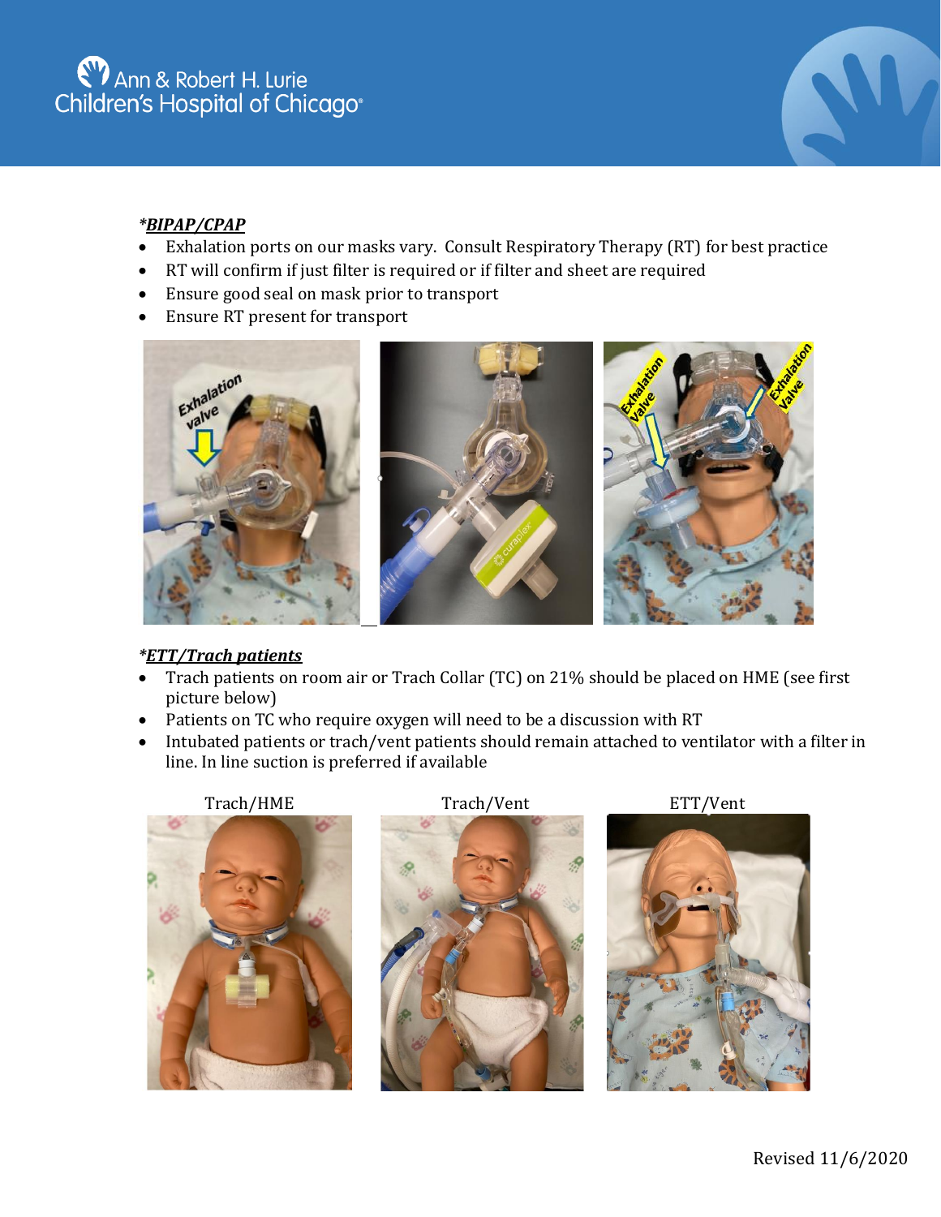***BIPAP/CPAP***

- Exhalation ports on our masks vary. Consult Respiratory Therapy (RT) for best practice
- RT will confirm if just filter is required or if filter and sheet are required
- Ensure good seal on mask prior to transport
- Ensure RT present for transport

***ETT/Trach patients***

- Trach patients on room air or Trach Collar (TC) on 21% should be placed on HME (see first picture below)
- Patients on TC who require oxygen will need to be a discussion with RT
- Intubated patients or trach/vent patients should remain attached to ventilator with a filter in line. In line suction is preferred if available

Trach/HME

Trach/Vent

ETT/Vent

Revised 11/6/2020